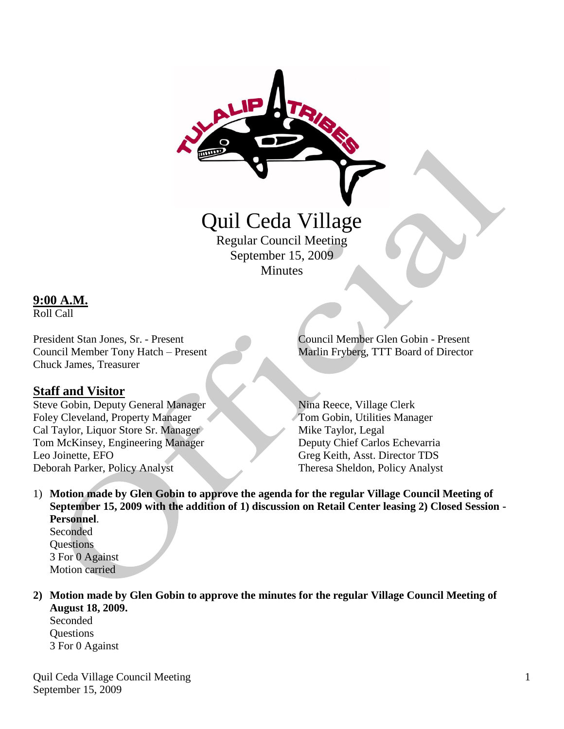# Quil Ceda Village

Regular Council Meeting
September 15, 2009
Minutes

**9:00 A.M.**
Roll Call

President Stan Jones, Sr. - Present
Council Member Tony Hatch – Present
Chuck James, Treasurer
Council Member Glen Gobin - Present
Marlin Fryberg, TTT Board of Director

## Staff and Visitor

Steve Gobin, Deputy General Manager
Foley Cleveland, Property Manager
Cal Taylor, Liquor Store Sr. Manager
Tom McKinsey, Engineering Manager
Leo Joinette, EFO
Deborah Parker, Policy Analyst
Nina Reece, Village Clerk
Tom Gobin, Utilities Manager
Mike Taylor, Legal
Deputy Chief Carlos Echevarria
Greg Keith, Asst. Director TDS
Theresa Sheldon, Policy Analyst

1) **Motion made by Glen Gobin to approve the agenda for the regular Village Council Meeting of September 15, 2009 with the addition of 1) discussion on Retail Center leasing 2) Closed Session - Personnel**.
   Seconded
   Questions
   3 For 0 Against
   Motion carried

2) **Motion made by Glen Gobin to approve the minutes for the regular Village Council Meeting of August 18, 2009.**
   Seconded
   Questions
   3 For 0 Against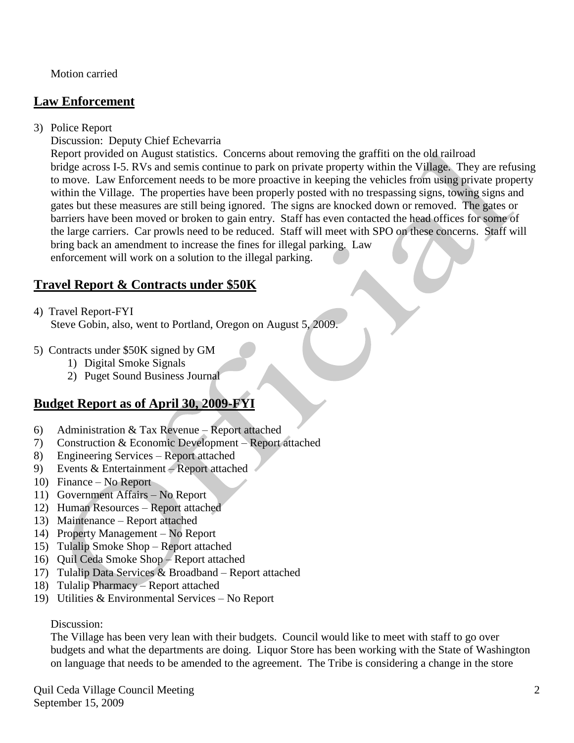Motion carried

## Law Enforcement

3) Police Report

   Discussion: Deputy Chief Echevarria

   Report provided on August statistics. Concerns about removing the graffiti on the old railroad bridge across I-5. RVs and semis continue to park on private property within the Village. They are refusing to move. Law Enforcement needs to be more proactive in keeping the vehicles from using private property within the Village. The properties have been properly posted with no trespassing signs, towing signs and gates but these measures are still being ignored. The signs are knocked down or removed. The gates or barriers have been moved or broken to gain entry. Staff has even contacted the head offices for some of the large carriers. Car prowls need to be reduced. Staff will meet with SPO on these concerns. Staff will bring back an amendment to increase the fines for illegal parking. Law enforcement will work on a solution to the illegal parking.

## Travel Report & Contracts under $50K

4) Travel Report-FYI

   Steve Gobin, also, went to Portland, Oregon on August 5, 2009.

5) Contracts under $50K signed by GM
   1) Digital Smoke Signals
   2) Puget Sound Business Journal

## Budget Report as of April 30, 2009-FYI

6) Administration & Tax Revenue – Report attached
7) Construction & Economic Development – Report attached
8) Engineering Services – Report attached
9) Events & Entertainment – Report attached
10) Finance – No Report
11) Government Affairs – No Report
12) Human Resources – Report attached
13) Maintenance – Report attached
14) Property Management – No Report
15) Tulalip Smoke Shop – Report attached
16) Quil Ceda Smoke Shop – Report attached
17) Tulalip Data Services & Broadband – Report attached
18) Tulalip Pharmacy – Report attached
19) Utilities & Environmental Services – No Report

Discussion:

The Village has been very lean with their budgets. Council would like to meet with staff to go over budgets and what the departments are doing. Liquor Store has been working with the State of Washington on language that needs to be amended to the agreement. The Tribe is considering a change in the store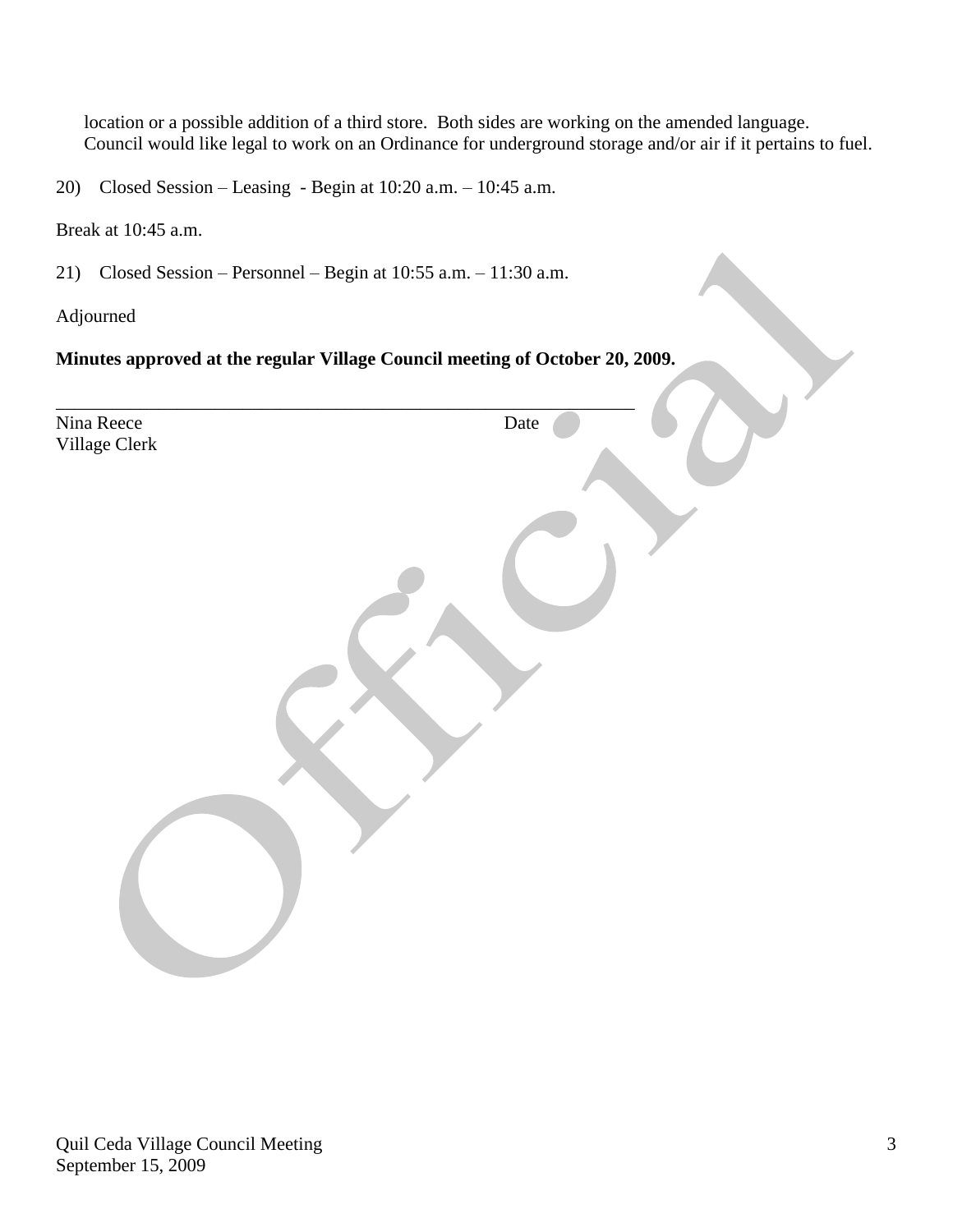location or a possible addition of a third store. Both sides are working on the amended language. Council would like legal to work on an Ordinance for underground storage and/or air if it pertains to fuel.

20) Closed Session – Leasing - Begin at 10:20 a.m. – 10:45 a.m.

Break at 10:45 a.m.

21) Closed Session – Personnel – Begin at 10:55 a.m. – 11:30 a.m.

Adjourned

**Minutes approved at the regular Village Council meeting of October 20, 2009.**

\_\_\_\_\_\_\_\_\_\_\_\_\_\_\_\_\_\_\_\_\_\_\_\_\_\_\_\_\_\_\_\_\_\_\_\_\_\_\_\_\_\_\_\_\_\_\_\_\_\_\_\_\_\_\_\_\_\_\_\_\_\_

Nina Reece Date
Village Clerk

Official